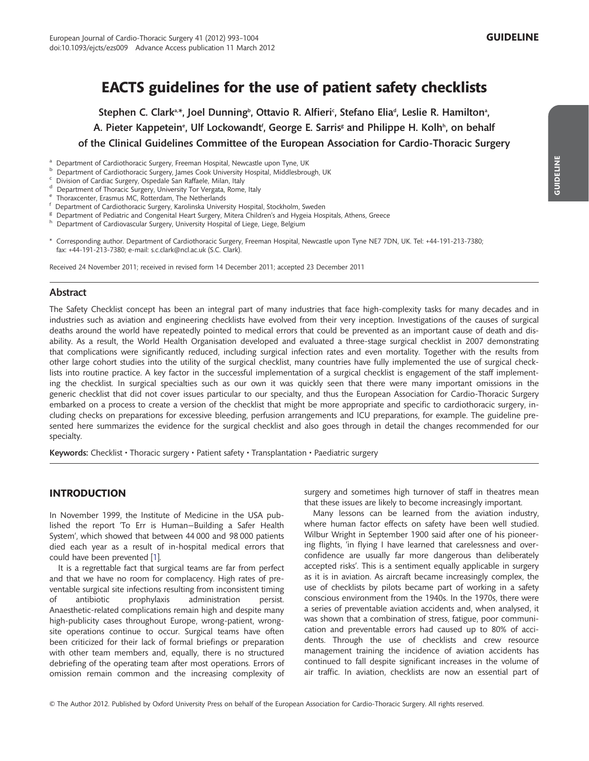# EACTS guidelines for the use of patient safety checklists

Stephen C. Clark[a,*], Joel Dunning[b], Ottavio R. Alfieri[c], Stefano Elia[d], Leslie R. Hamilton[a], A. Pieter Kappetein[e], Ulf Lockowandt[f], George E. Sarris[g] and Philippe H. Kolh[h], on behalf of the Clinical Guidelines Committee of the European Association for Cardio-Thoracic Surgery

[a] Department of Cardiothoracic Surgery, Freeman Hospital, Newcastle upon Tyne, UK
[b] Department of Cardiothoracic Surgery, James Cook University Hospital, Middlesbrough, UK
[c] Division of Cardiac Surgery, Ospedale San Raffaele, Milan, Italy
[d] Department of Thoracic Surgery, University Tor Vergata, Rome, Italy
[e] Thoraxcenter, Erasmus MC, Rotterdam, The Netherlands
[f] Department of Cardiothoracic Surgery, Karolinska University Hospital, Stockholm, Sweden
[g] Department of Pediatric and Congenital Heart Surgery, Mitera Children's and Hygeia Hospitals, Athens, Greece
[h] Department of Cardiovascular Surgery, University Hospital of Liege, Liege, Belgium

\* Corresponding author. Department of Cardiothoracic Surgery, Freeman Hospital, Newcastle upon Tyne NE7 7DN, UK. Tel: +44-191-213-7380; fax: +44-191-213-7380; e-mail: s.c.clark@ncl.ac.uk (S.C. Clark).

Received 24 November 2011; received in revised form 14 December 2011; accepted 23 December 2011

## Abstract

The Safety Checklist concept has been an integral part of many industries that face high-complexity tasks for many decades and in industries such as aviation and engineering checklists have evolved from their very inception. Investigations of the causes of surgical deaths around the world have repeatedly pointed to medical errors that could be prevented as an important cause of death and disability. As a result, the World Health Organisation developed and evaluated a three-stage surgical checklist in 2007 demonstrating that complications were significantly reduced, including surgical infection rates and even mortality. Together with the results from other large cohort studies into the utility of the surgical checklist, many countries have fully implemented the use of surgical checklists into routine practice. A key factor in the successful implementation of a surgical checklist is engagement of the staff implementing the checklist. In surgical specialties such as our own it was quickly seen that there were many important omissions in the generic checklist that did not cover issues particular to our specialty, and thus the European Association for Cardio-Thoracic Surgery embarked on a process to create a version of the checklist that might be more appropriate and specific to cardiothoracic surgery, including checks on preparations for excessive bleeding, perfusion arrangements and ICU preparations, for example. The guideline presented here summarizes the evidence for the surgical checklist and also goes through in detail the changes recommended for our specialty.

**Keywords:** Checklist • Thoracic surgery • Patient safety • Transplantation • Paediatric surgery

## INTRODUCTION

In November 1999, the Institute of Medicine in the USA published the report 'To Err is Human—Building a Safer Health System', which showed that between 44 000 and 98 000 patients died each year as a result of in-hospital medical errors that could have been prevented [1].

It is a regrettable fact that surgical teams are far from perfect and that we have no room for complacency. High rates of preventable surgical site infections resulting from inconsistent timing of antibiotic prophylaxis administration persist. Anaesthetic-related complications remain high and despite many high-publicity cases throughout Europe, wrong-patient, wrong-site operations continue to occur. Surgical teams have often been criticized for their lack of formal briefings or preparation with other team members and, equally, there is no structured debriefing of the operating team after most operations. Errors of omission remain common and the increasing complexity of surgery and sometimes high turnover of staff in theatres mean that these issues are likely to become increasingly important.

Many lessons can be learned from the aviation industry, where human factor effects on safety have been well studied. Wilbur Wright in September 1900 said after one of his pioneering flights, 'in flying I have learned that carelessness and overconfidence are usually far more dangerous than deliberately accepted risks'. This is a sentiment equally applicable in surgery as it is in aviation. As aircraft became increasingly complex, the use of checklists by pilots became part of working in a safety conscious environment from the 1940s. In the 1970s, there were a series of preventable aviation accidents and, when analysed, it was shown that a combination of stress, fatigue, poor communication and preventable errors had caused up to 80% of accidents. Through the use of checklists and crew resource management training the incidence of aviation accidents has continued to fall despite significant increases in the volume of air traffic. In aviation, checklists are now an essential part of

© The Author 2012. Published by Oxford University Press on behalf of the European Association for Cardio-Thoracic Surgery. All rights reserved.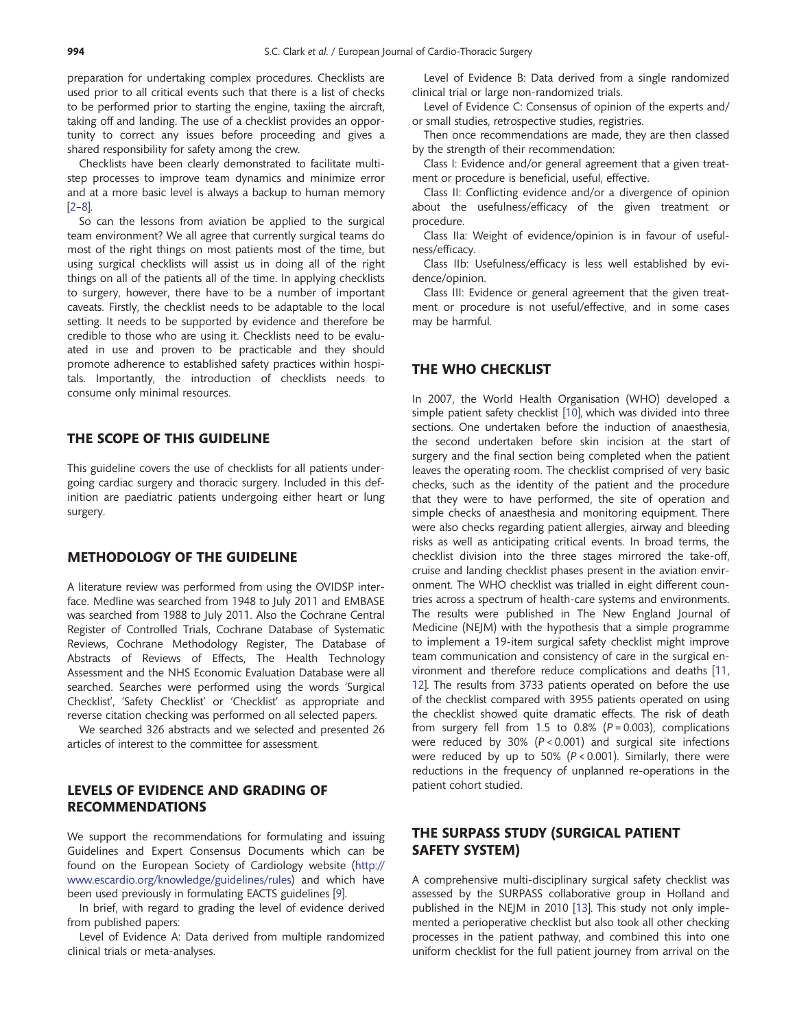preparation for undertaking complex procedures. Checklists are used prior to all critical events such that there is a list of checks to be performed prior to starting the engine, taxiing the aircraft, taking off and landing. The use of a checklist provides an opportunity to correct any issues before proceeding and gives a shared responsibility for safety among the crew.

Checklists have been clearly demonstrated to facilitate multistep processes to improve team dynamics and minimize error and at a more basic level is always a backup to human memory [2–8].

So can the lessons from aviation be applied to the surgical team environment? We all agree that currently surgical teams do most of the right things on most patients most of the time, but using surgical checklists will assist us in doing all of the right things on all of the patients all of the time. In applying checklists to surgery, however, there have to be a number of important caveats. Firstly, the checklist needs to be adaptable to the local setting. It needs to be supported by evidence and therefore be credible to those who are using it. Checklists need to be evaluated in use and proven to be practicable and they should promote adherence to established safety practices within hospitals. Importantly, the introduction of checklists needs to consume only minimal resources.

## THE SCOPE OF THIS GUIDELINE

This guideline covers the use of checklists for all patients undergoing cardiac surgery and thoracic surgery. Included in this definition are paediatric patients undergoing either heart or lung surgery.

## METHODOLOGY OF THE GUIDELINE

A literature review was performed from using the OVIDSP interface. Medline was searched from 1948 to July 2011 and EMBASE was searched from 1988 to July 2011. Also the Cochrane Central Register of Controlled Trials, Cochrane Database of Systematic Reviews, Cochrane Methodology Register, The Database of Abstracts of Reviews of Effects, The Health Technology Assessment and the NHS Economic Evaluation Database were all searched. Searches were performed using the words 'Surgical Checklist', 'Safety Checklist' or 'Checklist' as appropriate and reverse citation checking was performed on all selected papers.

We searched 326 abstracts and we selected and presented 26 articles of interest to the committee for assessment.

## LEVELS OF EVIDENCE AND GRADING OF RECOMMENDATIONS

We support the recommendations for formulating and issuing Guidelines and Expert Consensus Documents which can be found on the European Society of Cardiology website (http://www.escardio.org/knowledge/guidelines/rules) and which have been used previously in formulating EACTS guidelines [9].

In brief, with regard to grading the level of evidence derived from published papers:

Level of Evidence A: Data derived from multiple randomized clinical trials or meta-analyses.

Level of Evidence B: Data derived from a single randomized clinical trial or large non-randomized trials.

Level of Evidence C: Consensus of opinion of the experts and/or small studies, retrospective studies, registries.

Then once recommendations are made, they are then classed by the strength of their recommendation:

Class I: Evidence and/or general agreement that a given treatment or procedure is beneficial, useful, effective.

Class II: Conflicting evidence and/or a divergence of opinion about the usefulness/efficacy of the given treatment or procedure.

Class IIa: Weight of evidence/opinion is in favour of usefulness/efficacy.

Class IIb: Usefulness/efficacy is less well established by evidence/opinion.

Class III: Evidence or general agreement that the given treatment or procedure is not useful/effective, and in some cases may be harmful.

## THE WHO CHECKLIST

In 2007, the World Health Organisation (WHO) developed a simple patient safety checklist [10], which was divided into three sections. One undertaken before the induction of anaesthesia, the second undertaken before skin incision at the start of surgery and the final section being completed when the patient leaves the operating room. The checklist comprised of very basic checks, such as the identity of the patient and the procedure that they were to have performed, the site of operation and simple checks of anaesthesia and monitoring equipment. There were also checks regarding patient allergies, airway and bleeding risks as well as anticipating critical events. In broad terms, the checklist division into the three stages mirrored the take-off, cruise and landing checklist phases present in the aviation environment. The WHO checklist was trialled in eight different countries across a spectrum of health-care systems and environments. The results were published in The New England Journal of Medicine (NEJM) with the hypothesis that a simple programme to implement a 19-item surgical safety checklist might improve team communication and consistency of care in the surgical environment and therefore reduce complications and deaths [11, 12]. The results from 3733 patients operated on before the use of the checklist compared with 3955 patients operated on using the checklist showed quite dramatic effects. The risk of death from surgery fell from 1.5 to 0.8% ($P = 0.003$), complications were reduced by 30% ($P < 0.001$) and surgical site infections were reduced by up to 50% ($P < 0.001$). Similarly, there were reductions in the frequency of unplanned re-operations in the patient cohort studied.

## THE SURPASS STUDY (SURGICAL PATIENT SAFETY SYSTEM)

A comprehensive multi-disciplinary surgical safety checklist was assessed by the SURPASS collaborative group in Holland and published in the NEJM in 2010 [13]. This study not only implemented a perioperative checklist but also took all other checking processes in the patient pathway, and combined this into one uniform checklist for the full patient journey from arrival on the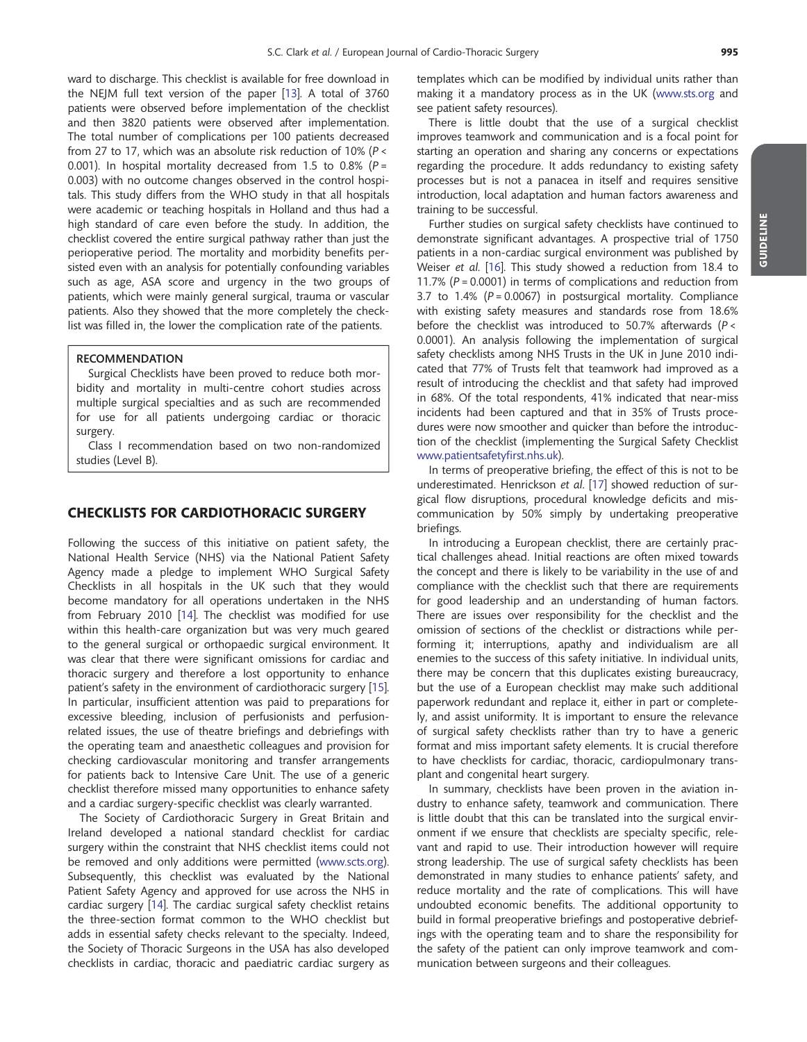ward to discharge. This checklist is available for free download in the NEJM full text version of the paper [13]. A total of 3760 patients were observed before implementation of the checklist and then 3820 patients were observed after implementation. The total number of complications per 100 patients decreased from 27 to 17, which was an absolute risk reduction of 10% ($P < 0.001$). In hospital mortality decreased from 1.5 to 0.8% ($P = 0.003$) with no outcome changes observed in the control hospitals. This study differs from the WHO study in that all hospitals were academic or teaching hospitals in Holland and thus had a high standard of care even before the study. In addition, the checklist covered the entire surgical pathway rather than just the perioperative period. The mortality and morbidity benefits persisted even with an analysis for potentially confounding variables such as age, ASA score and urgency in the two groups of patients, which were mainly general surgical, trauma or vascular patients. Also they showed that the more completely the checklist was filled in, the lower the complication rate of the patients.

> **RECOMMENDATION**
>
> Surgical Checklists have been proved to reduce both morbidity and mortality in multi-centre cohort studies across multiple surgical specialties and as such are recommended for use for all patients undergoing cardiac or thoracic surgery.
>
> Class I recommendation based on two non-randomized studies (Level B).

## CHECKLISTS FOR CARDIOTHORACIC SURGERY

Following the success of this initiative on patient safety, the National Health Service (NHS) via the National Patient Safety Agency made a pledge to implement WHO Surgical Safety Checklists in all hospitals in the UK such that they would become mandatory for all operations undertaken in the NHS from February 2010 [14]. The checklist was modified for use within this health-care organization but was very much geared to the general surgical or orthopaedic surgical environment. It was clear that there were significant omissions for cardiac and thoracic surgery and therefore a lost opportunity to enhance patient's safety in the environment of cardiothoracic surgery [15]. In particular, insufficient attention was paid to preparations for excessive bleeding, inclusion of perfusionists and perfusion-related issues, the use of theatre briefings and debriefings with the operating team and anaesthetic colleagues and provision for checking cardiovascular monitoring and transfer arrangements for patients back to Intensive Care Unit. The use of a generic checklist therefore missed many opportunities to enhance safety and a cardiac surgery-specific checklist was clearly warranted.

The Society of Cardiothoracic Surgery in Great Britain and Ireland developed a national standard checklist for cardiac surgery within the constraint that NHS checklist items could not be removed and only additions were permitted (www.scts.org). Subsequently, this checklist was evaluated by the National Patient Safety Agency and approved for use across the NHS in cardiac surgery [14]. The cardiac surgical safety checklist retains the three-section format common to the WHO checklist but adds in essential safety checks relevant to the specialty. Indeed, the Society of Thoracic Surgeons in the USA has also developed checklists in cardiac, thoracic and paediatric cardiac surgery as templates which can be modified by individual units rather than making it a mandatory process as in the UK (www.sts.org and see patient safety resources).

There is little doubt that the use of a surgical checklist improves teamwork and communication and is a focal point for starting an operation and sharing any concerns or expectations regarding the procedure. It adds redundancy to existing safety processes but is not a panacea in itself and requires sensitive introduction, local adaptation and human factors awareness and training to be successful.

Further studies on surgical safety checklists have continued to demonstrate significant advantages. A prospective trial of 1750 patients in a non-cardiac surgical environment was published by Weiser *et al.* [16]. This study showed a reduction from 18.4 to 11.7% ($P = 0.0001$) in terms of complications and reduction from 3.7 to 1.4% ($P = 0.0067$) in postsurgical mortality. Compliance with existing safety measures and standards rose from 18.6% before the checklist was introduced to 50.7% afterwards ($P < 0.0001$). An analysis following the implementation of surgical safety checklists among NHS Trusts in the UK in June 2010 indicated that 77% of Trusts felt that teamwork had improved as a result of introducing the checklist and that safety had improved in 68%. Of the total respondents, 41% indicated that near-miss incidents had been captured and that in 35% of Trusts procedures were now smoother and quicker than before the introduction of the checklist (implementing the Surgical Safety Checklist www.patientsafetyfirst.nhs.uk).

In terms of preoperative briefing, the effect of this is not to be underestimated. Henrickson *et al.* [17] showed reduction of surgical flow disruptions, procedural knowledge deficits and miscommunication by 50% simply by undertaking preoperative briefings.

In introducing a European checklist, there are certainly practical challenges ahead. Initial reactions are often mixed towards the concept and there is likely to be variability in the use of and compliance with the checklist such that there are requirements for good leadership and an understanding of human factors. There are issues over responsibility for the checklist and the omission of sections of the checklist or distractions while performing it; interruptions, apathy and individualism are all enemies to the success of this safety initiative. In individual units, there may be concern that this duplicates existing bureaucracy, but the use of a European checklist may make such additional paperwork redundant and replace it, either in part or completely, and assist uniformity. It is important to ensure the relevance of surgical safety checklists rather than try to have a generic format and miss important safety elements. It is crucial therefore to have checklists for cardiac, thoracic, cardiopulmonary transplant and congenital heart surgery.

In summary, checklists have been proven in the aviation industry to enhance safety, teamwork and communication. There is little doubt that this can be translated into the surgical environment if we ensure that checklists are specialty specific, relevant and rapid to use. Their introduction however will require strong leadership. The use of surgical safety checklists has been demonstrated in many studies to enhance patients' safety, and reduce mortality and the rate of complications. This will have undoubted economic benefits. The additional opportunity to build in formal preoperative briefings and postoperative debriefings with the operating team and to share the responsibility for the safety of the patient can only improve teamwork and communication between surgeons and their colleagues.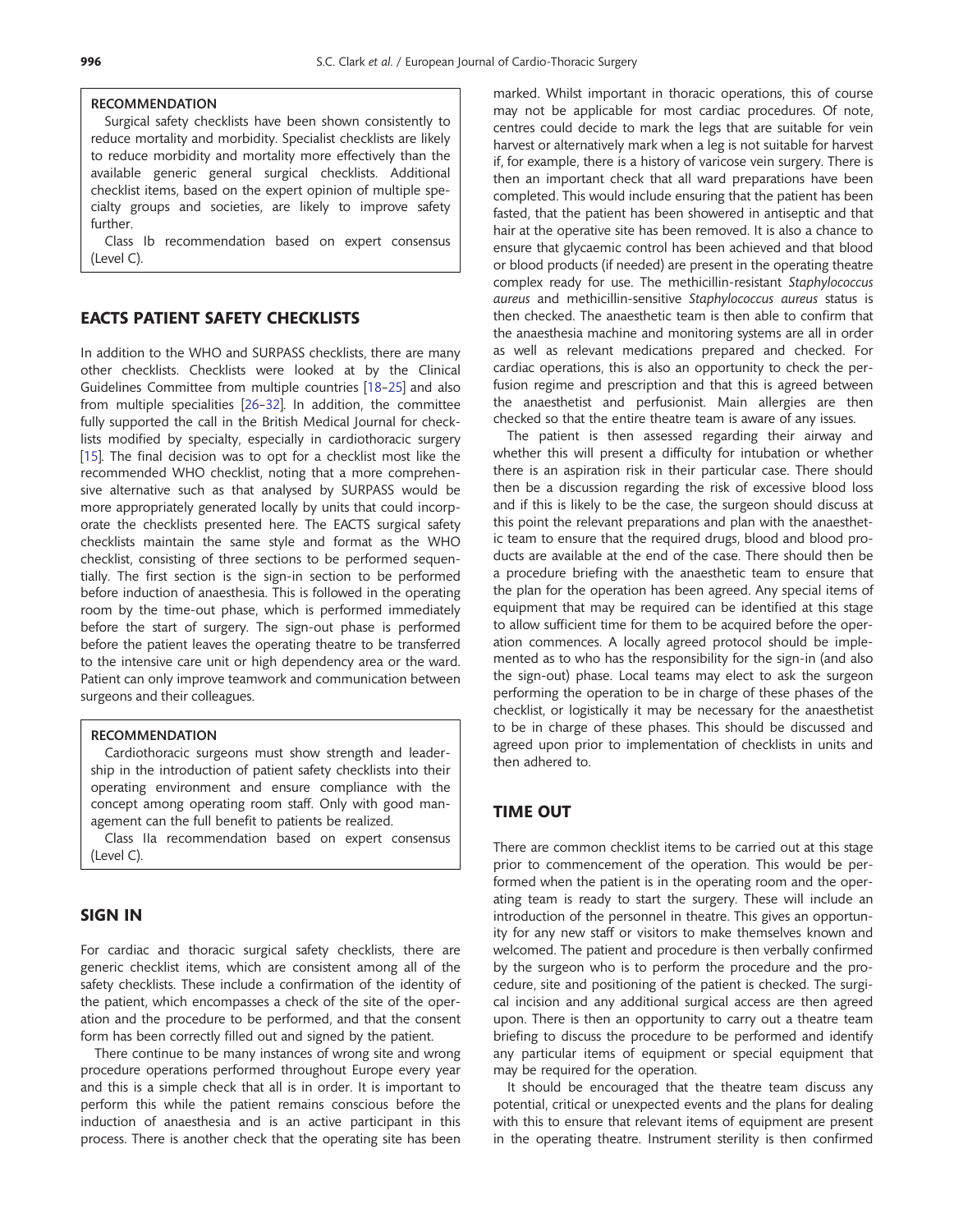**RECOMMENDATION**

Surgical safety checklists have been shown consistently to reduce mortality and morbidity. Specialist checklists are likely to reduce morbidity and mortality more effectively than the available generic general surgical checklists. Additional checklist items, based on the expert opinion of multiple specialty groups and societies, are likely to improve safety further.

Class Ib recommendation based on expert consensus (Level C).

## EACTS PATIENT SAFETY CHECKLISTS

In addition to the WHO and SURPASS checklists, there are many other checklists. Checklists were looked at by the Clinical Guidelines Committee from multiple countries [18–25] and also from multiple specialities [26–32]. In addition, the committee fully supported the call in the British Medical Journal for checklists modified by specialty, especially in cardiothoracic surgery [15]. The final decision was to opt for a checklist most like the recommended WHO checklist, noting that a more comprehensive alternative such as that analysed by SURPASS would be more appropriately generated locally by units that could incorporate the checklists presented here. The EACTS surgical safety checklists maintain the same style and format as the WHO checklist, consisting of three sections to be performed sequentially. The first section is the sign-in section to be performed before induction of anaesthesia. This is followed in the operating room by the time-out phase, which is performed immediately before the start of surgery. The sign-out phase is performed before the patient leaves the operating theatre to be transferred to the intensive care unit or high dependency area or the ward. Patient can only improve teamwork and communication between surgeons and their colleagues.

**RECOMMENDATION**

Cardiothoracic surgeons must show strength and leadership in the introduction of patient safety checklists into their operating environment and ensure compliance with the concept among operating room staff. Only with good management can the full benefit to patients be realized.

Class IIa recommendation based on expert consensus (Level C).

## SIGN IN

For cardiac and thoracic surgical safety checklists, there are generic checklist items, which are consistent among all of the safety checklists. These include a confirmation of the identity of the patient, which encompasses a check of the site of the operation and the procedure to be performed, and that the consent form has been correctly filled out and signed by the patient.

There continue to be many instances of wrong site and wrong procedure operations performed throughout Europe every year and this is a simple check that all is in order. It is important to perform this while the patient remains conscious before the induction of anaesthesia and is an active participant in this process. There is another check that the operating site has been marked. Whilst important in thoracic operations, this of course may not be applicable for most cardiac procedures. Of note, centres could decide to mark the legs that are suitable for vein harvest or alternatively mark when a leg is not suitable for harvest if, for example, there is a history of varicose vein surgery. There is then an important check that all ward preparations have been completed. This would include ensuring that the patient has been fasted, that the patient has been showered in antiseptic and that hair at the operative site has been removed. It is also a chance to ensure that glycaemic control has been achieved and that blood or blood products (if needed) are present in the operating theatre complex ready for use. The methicillin-resistant *Staphylococcus aureus* and methicillin-sensitive *Staphylococcus aureus* status is then checked. The anaesthetic team is then able to confirm that the anaesthesia machine and monitoring systems are all in order as well as relevant medications prepared and checked. For cardiac operations, this is also an opportunity to check the perfusion regime and prescription and that this is agreed between the anaesthetist and perfusionist. Main allergies are then checked so that the entire theatre team is aware of any issues.

The patient is then assessed regarding their airway and whether this will present a difficulty for intubation or whether there is an aspiration risk in their particular case. There should then be a discussion regarding the risk of excessive blood loss and if this is likely to be the case, the surgeon should discuss at this point the relevant preparations and plan with the anaesthetic team to ensure that the required drugs, blood and blood products are available at the end of the case. There should then be a procedure briefing with the anaesthetic team to ensure that the plan for the operation has been agreed. Any special items of equipment that may be required can be identified at this stage to allow sufficient time for them to be acquired before the operation commences. A locally agreed protocol should be implemented as to who has the responsibility for the sign-in (and also the sign-out) phase. Local teams may elect to ask the surgeon performing the operation to be in charge of these phases of the checklist, or logistically it may be necessary for the anaesthetist to be in charge of these phases. This should be discussed and agreed upon prior to implementation of checklists in units and then adhered to.

## TIME OUT

There are common checklist items to be carried out at this stage prior to commencement of the operation. This would be performed when the patient is in the operating room and the operating team is ready to start the surgery. These will include an introduction of the personnel in theatre. This gives an opportunity for any new staff or visitors to make themselves known and welcomed. The patient and procedure is then verbally confirmed by the surgeon who is to perform the procedure and the procedure, site and positioning of the patient is checked. The surgical incision and any additional surgical access are then agreed upon. There is then an opportunity to carry out a theatre team briefing to discuss the procedure to be performed and identify any particular items of equipment or special equipment that may be required for the operation.

It should be encouraged that the theatre team discuss any potential, critical or unexpected events and the plans for dealing with this to ensure that relevant items of equipment are present in the operating theatre. Instrument sterility is then confirmed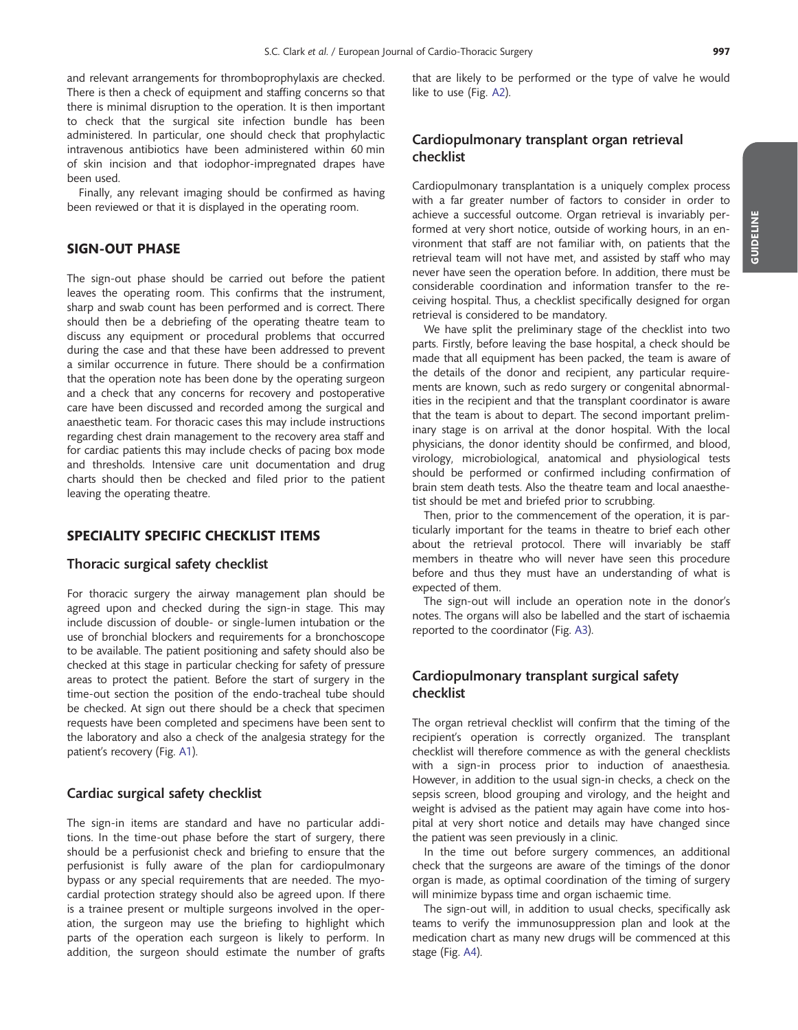and relevant arrangements for thromboprophylaxis are checked. There is then a check of equipment and staffing concerns so that there is minimal disruption to the operation. It is then important to check that the surgical site infection bundle has been administered. In particular, one should check that prophylactic intravenous antibiotics have been administered within 60 min of skin incision and that iodophor-impregnated drapes have been used.

Finally, any relevant imaging should be confirmed as having been reviewed or that it is displayed in the operating room.

## SIGN-OUT PHASE

The sign-out phase should be carried out before the patient leaves the operating room. This confirms that the instrument, sharp and swab count has been performed and is correct. There should then be a debriefing of the operating theatre team to discuss any equipment or procedural problems that occurred during the case and that these have been addressed to prevent a similar occurrence in future. There should be a confirmation that the operation note has been done by the operating surgeon and a check that any concerns for recovery and postoperative care have been discussed and recorded among the surgical and anaesthetic team. For thoracic cases this may include instructions regarding chest drain management to the recovery area staff and for cardiac patients this may include checks of pacing box mode and thresholds. Intensive care unit documentation and drug charts should then be checked and filed prior to the patient leaving the operating theatre.

## SPECIALITY SPECIFIC CHECKLIST ITEMS

### Thoracic surgical safety checklist

For thoracic surgery the airway management plan should be agreed upon and checked during the sign-in stage. This may include discussion of double- or single-lumen intubation or the use of bronchial blockers and requirements for a bronchoscope to be available. The patient positioning and safety should also be checked at this stage in particular checking for safety of pressure areas to protect the patient. Before the start of surgery in the time-out section the position of the endo-tracheal tube should be checked. At sign out there should be a check that specimen requests have been completed and specimens have been sent to the laboratory and also a check of the analgesia strategy for the patient's recovery (Fig. A1).

### Cardiac surgical safety checklist

The sign-in items are standard and have no particular additions. In the time-out phase before the start of surgery, there should be a perfusionist check and briefing to ensure that the perfusionist is fully aware of the plan for cardiopulmonary bypass or any special requirements that are needed. The myocardial protection strategy should also be agreed upon. If there is a trainee present or multiple surgeons involved in the operation, the surgeon may use the briefing to highlight which parts of the operation each surgeon is likely to perform. In addition, the surgeon should estimate the number of grafts that are likely to be performed or the type of valve he would like to use (Fig. A2).

### Cardiopulmonary transplant organ retrieval checklist

Cardiopulmonary transplantation is a uniquely complex process with a far greater number of factors to consider in order to achieve a successful outcome. Organ retrieval is invariably performed at very short notice, outside of working hours, in an environment that staff are not familiar with, on patients that the retrieval team will not have met, and assisted by staff who may never have seen the operation before. In addition, there must be considerable coordination and information transfer to the receiving hospital. Thus, a checklist specifically designed for organ retrieval is considered to be mandatory.

We have split the preliminary stage of the checklist into two parts. Firstly, before leaving the base hospital, a check should be made that all equipment has been packed, the team is aware of the details of the donor and recipient, any particular requirements are known, such as redo surgery or congenital abnormalities in the recipient and that the transplant coordinator is aware that the team is about to depart. The second important preliminary stage is on arrival at the donor hospital. With the local physicians, the donor identity should be confirmed, and blood, virology, microbiological, anatomical and physiological tests should be performed or confirmed including confirmation of brain stem death tests. Also the theatre team and local anaesthetist should be met and briefed prior to scrubbing.

Then, prior to the commencement of the operation, it is particularly important for the teams in theatre to brief each other about the retrieval protocol. There will invariably be staff members in theatre who will never have seen this procedure before and thus they must have an understanding of what is expected of them.

The sign-out will include an operation note in the donor's notes. The organs will also be labelled and the start of ischaemia reported to the coordinator (Fig. A3).

### Cardiopulmonary transplant surgical safety checklist

The organ retrieval checklist will confirm that the timing of the recipient's operation is correctly organized. The transplant checklist will therefore commence as with the general checklists with a sign-in process prior to induction of anaesthesia. However, in addition to the usual sign-in checks, a check on the sepsis screen, blood grouping and virology, and the height and weight is advised as the patient may again have come into hospital at very short notice and details may have changed since the patient was seen previously in a clinic.

In the time out before surgery commences, an additional check that the surgeons are aware of the timings of the donor organ is made, as optimal coordination of the timing of surgery will minimize bypass time and organ ischaemic time.

The sign-out will, in addition to usual checks, specifically ask teams to verify the immunosuppression plan and look at the medication chart as many new drugs will be commenced at this stage (Fig. A4).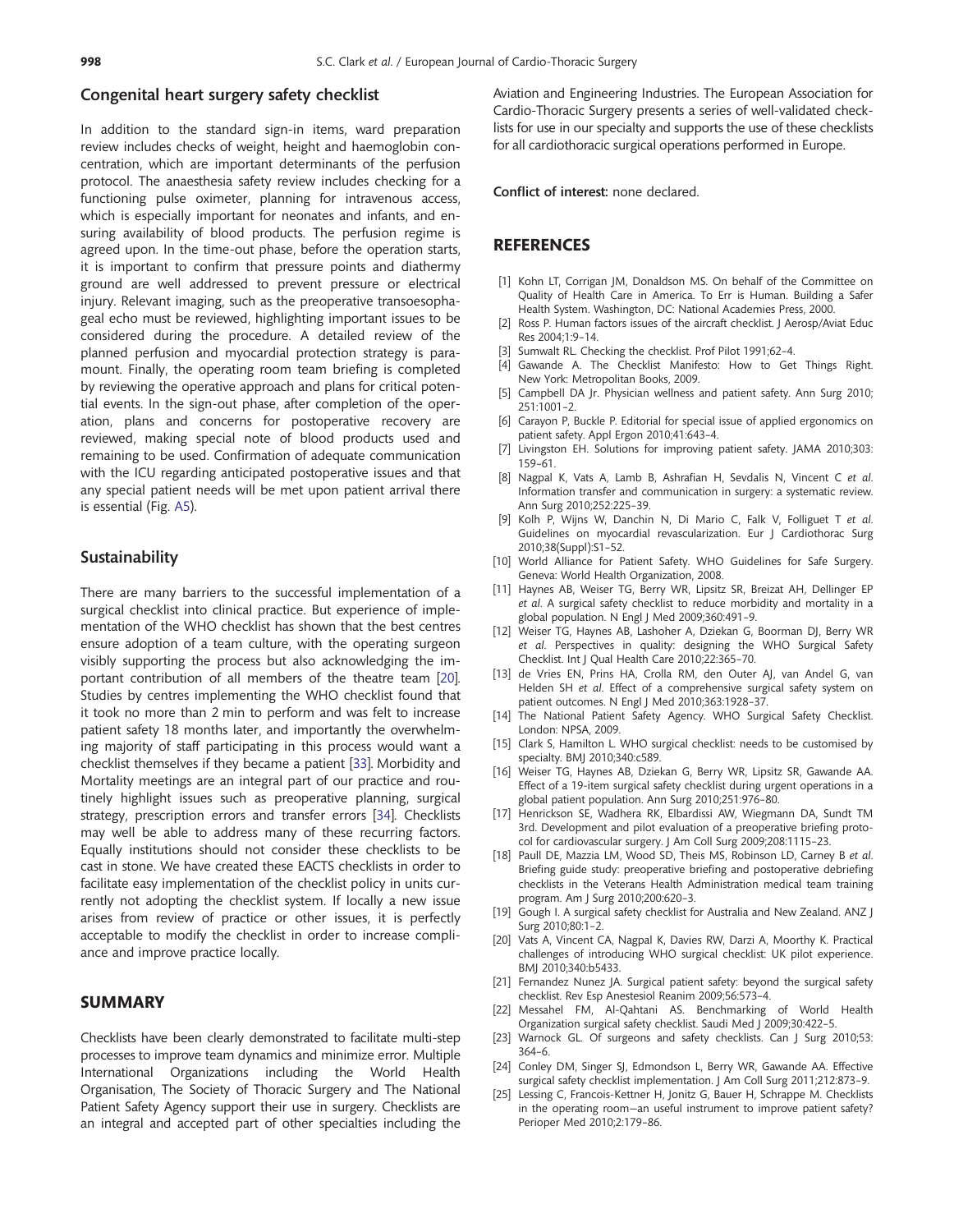## Congenital heart surgery safety checklist

In addition to the standard sign-in items, ward preparation review includes checks of weight, height and haemoglobin concentration, which are important determinants of the perfusion protocol. The anaesthesia safety review includes checking for a functioning pulse oximeter, planning for intravenous access, which is especially important for neonates and infants, and ensuring availability of blood products. The perfusion regime is agreed upon. In the time-out phase, before the operation starts, it is important to confirm that pressure points and diathermy ground are well addressed to prevent pressure or electrical injury. Relevant imaging, such as the preoperative transoesophageal echo must be reviewed, highlighting important issues to be considered during the procedure. A detailed review of the planned perfusion and myocardial protection strategy is paramount. Finally, the operating room team briefing is completed by reviewing the operative approach and plans for critical potential events. In the sign-out phase, after completion of the operation, plans and concerns for postoperative recovery are reviewed, making special note of blood products used and remaining to be used. Confirmation of adequate communication with the ICU regarding anticipated postoperative issues and that any special patient needs will be met upon patient arrival there is essential (Fig. A5).

## Sustainability

There are many barriers to the successful implementation of a surgical checklist into clinical practice. But experience of implementation of the WHO checklist has shown that the best centres ensure adoption of a team culture, with the operating surgeon visibly supporting the process but also acknowledging the important contribution of all members of the theatre team [20]. Studies by centres implementing the WHO checklist found that it took no more than 2 min to perform and was felt to increase patient safety 18 months later, and importantly the overwhelming majority of staff participating in this process would want a checklist themselves if they became a patient [33]. Morbidity and Mortality meetings are an integral part of our practice and routinely highlight issues such as preoperative planning, surgical strategy, prescription errors and transfer errors [34]. Checklists may well be able to address many of these recurring factors. Equally institutions should not consider these checklists to be cast in stone. We have created these EACTS checklists in order to facilitate easy implementation of the checklist policy in units currently not adopting the checklist system. If locally a new issue arises from review of practice or other issues, it is perfectly acceptable to modify the checklist in order to increase compliance and improve practice locally.

# SUMMARY

Checklists have been clearly demonstrated to facilitate multi-step processes to improve team dynamics and minimize error. Multiple International Organizations including the World Health Organisation, The Society of Thoracic Surgery and The National Patient Safety Agency support their use in surgery. Checklists are an integral and accepted part of other specialties including the Aviation and Engineering Industries. The European Association for Cardio-Thoracic Surgery presents a series of well-validated checklists for use in our specialty and supports the use of these checklists for all cardiothoracic surgical operations performed in Europe.

**Conflict of interest:** none declared.

# REFERENCES

[1] Kohn LT, Corrigan JM, Donaldson MS. On behalf of the Committee on Quality of Health Care in America. To Err is Human. Building a Safer Health System. Washington, DC: National Academies Press, 2000.

[2] Ross P. Human factors issues of the aircraft checklist. J Aerosp/Aviat Educ Res 2004;1:9–14.

[3] Sumwalt RL. Checking the checklist. Prof Pilot 1991;62–4.

[4] Gawande A. The Checklist Manifesto: How to Get Things Right. New York: Metropolitan Books, 2009.

[5] Campbell DA Jr. Physician wellness and patient safety. Ann Surg 2010; 251:1001–2.

[6] Carayon P, Buckle P. Editorial for special issue of applied ergonomics on patient safety. Appl Ergon 2010;41:643–4.

[7] Livingston EH. Solutions for improving patient safety. JAMA 2010;303: 159–61.

[8] Nagpal K, Vats A, Lamb B, Ashrafian H, Sevdalis N, Vincent C *et al*. Information transfer and communication in surgery: a systematic review. Ann Surg 2010;252:225–39.

[9] Kolh P, Wijns W, Danchin N, Di Mario C, Falk V, Folliguet T *et al*. Guidelines on myocardial revascularization. Eur J Cardiothorac Surg 2010;38(Suppl):S1–52.

[10] World Alliance for Patient Safety. WHO Guidelines for Safe Surgery. Geneva: World Health Organization, 2008.

[11] Haynes AB, Weiser TG, Berry WR, Lipsitz SR, Breizat AH, Dellinger EP *et al*. A surgical safety checklist to reduce morbidity and mortality in a global population. N Engl J Med 2009;360:491–9.

[12] Weiser TG, Haynes AB, Lashoher A, Dziekan G, Boorman DJ, Berry WR *et al*. Perspectives in quality: designing the WHO Surgical Safety Checklist. Int J Qual Health Care 2010;22:365–70.

[13] de Vries EN, Prins HA, Crolla RM, den Outer AJ, van Andel G, van Helden SH *et al*. Effect of a comprehensive surgical safety system on patient outcomes. N Engl J Med 2010;363:1928–37.

[14] The National Patient Safety Agency. WHO Surgical Safety Checklist. London: NPSA, 2009.

[15] Clark S, Hamilton L. WHO surgical checklist: needs to be customised by specialty. BMJ 2010;340:c589.

[16] Weiser TG, Haynes AB, Dziekan G, Berry WR, Lipsitz SR, Gawande AA. Effect of a 19-item surgical safety checklist during urgent operations in a global patient population. Ann Surg 2010;251:976–80.

[17] Henrickson SE, Wadhera RK, Elbardissi AW, Wiegmann DA, Sundt TM 3rd. Development and pilot evaluation of a preoperative briefing protocol for cardiovascular surgery. J Am Coll Surg 2009;208:1115–23.

[18] Paull DE, Mazzia LM, Wood SD, Theis MS, Robinson LD, Carney B *et al*. Briefing guide study: preoperative briefing and postoperative debriefing checklists in the Veterans Health Administration medical team training program. Am J Surg 2010;200:620–3.

[19] Gough I. A surgical safety checklist for Australia and New Zealand. ANZ J Surg 2010;80:1–2.

[20] Vats A, Vincent CA, Nagpal K, Davies RW, Darzi A, Moorthy K. Practical challenges of introducing WHO surgical checklist: UK pilot experience. BMJ 2010;340:b5433.

[21] Fernandez Nunez JA. Surgical patient safety: beyond the surgical safety checklist. Rev Esp Anestesiol Reanim 2009;56:573–4.

[22] Messahel FM, Al-Qahtani AS. Benchmarking of World Health Organization surgical safety checklist. Saudi Med J 2009;30:422–5.

[23] Warnock GL. Of surgeons and safety checklists. Can J Surg 2010;53: 364–6.

[24] Conley DM, Singer SJ, Edmondson L, Berry WR, Gawande AA. Effective surgical safety checklist implementation. J Am Coll Surg 2011;212:873–9.

[25] Lessing C, Francois-Kettner H, Jonitz G, Bauer H, Schrappe M. Checklists in the operating room—an useful instrument to improve patient safety? Perioper Med 2010;2:179–86.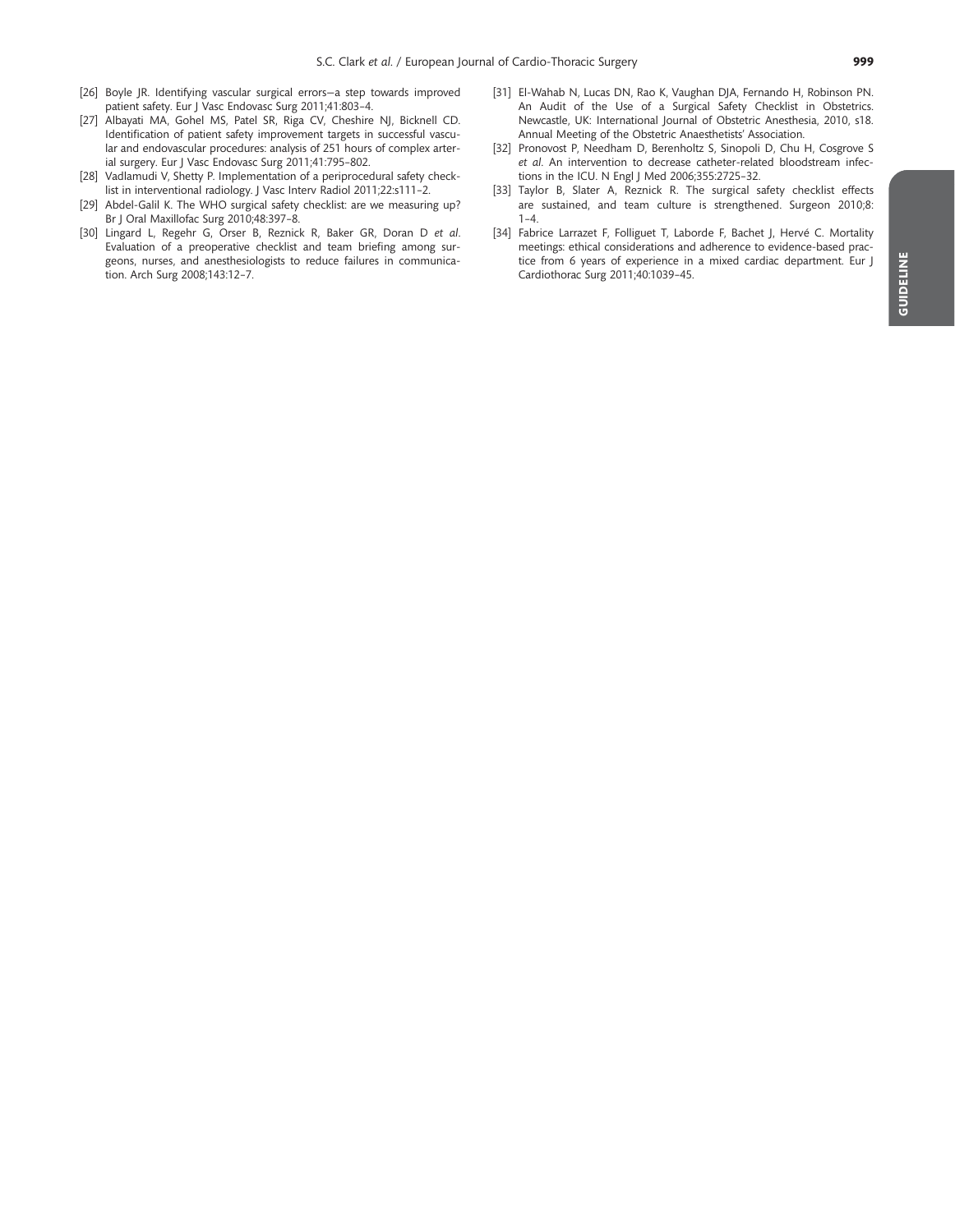[26] Boyle JR. Identifying vascular surgical errors—a step towards improved patient safety. Eur J Vasc Endovasc Surg 2011;41:803–4.

[27] Albayati MA, Gohel MS, Patel SR, Riga CV, Cheshire NJ, Bicknell CD. Identification of patient safety improvement targets in successful vascular and endovascular procedures: analysis of 251 hours of complex arterial surgery. Eur J Vasc Endovasc Surg 2011;41:795–802.

[28] Vadlamudi V, Shetty P. Implementation of a periprocedural safety checklist in interventional radiology. J Vasc Interv Radiol 2011;22:s111–2.

[29] Abdel-Galil K. The WHO surgical safety checklist: are we measuring up? Br J Oral Maxillofac Surg 2010;48:397–8.

[30] Lingard L, Regehr G, Orser B, Reznick R, Baker GR, Doran D *et al*. Evaluation of a preoperative checklist and team briefing among surgeons, nurses, and anesthesiologists to reduce failures in communication. Arch Surg 2008;143:12–7.

[31] El-Wahab N, Lucas DN, Rao K, Vaughan DJA, Fernando H, Robinson PN. An Audit of the Use of a Surgical Safety Checklist in Obstetrics. Newcastle, UK: International Journal of Obstetric Anesthesia, 2010, s18. Annual Meeting of the Obstetric Anaesthetists' Association.

[32] Pronovost P, Needham D, Berenholtz S, Sinopoli D, Chu H, Cosgrove S *et al*. An intervention to decrease catheter-related bloodstream infections in the ICU. N Engl J Med 2006;355:2725–32.

[33] Taylor B, Slater A, Reznick R. The surgical safety checklist effects are sustained, and team culture is strengthened. Surgeon 2010;8:1–4.

[34] Fabrice Larrazet F, Folliguet T, Laborde F, Bachet J, Hervé C. Mortality meetings: ethical considerations and adherence to evidence-based practice from 6 years of experience in a mixed cardiac department. Eur J Cardiothorac Surg 2011;40:1039–45.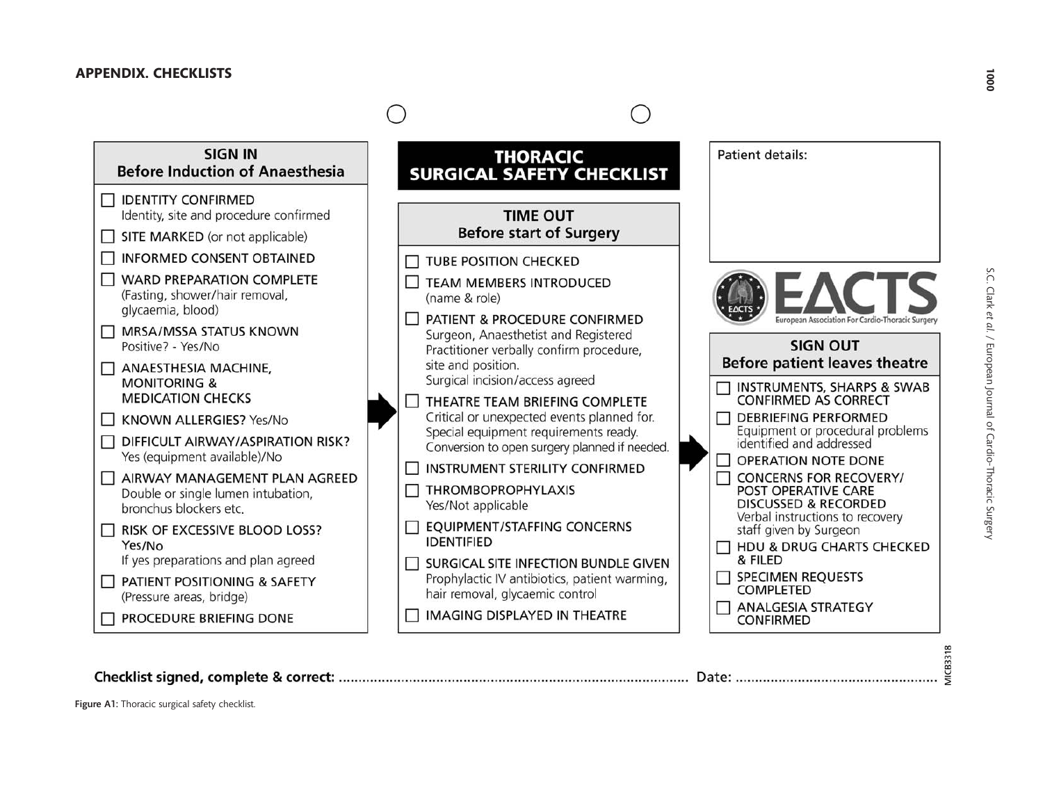## APPENDIX. CHECKLISTS

### THORACIC SURGICAL SAFETY CHECKLIST

#### SIGN IN
**Before Induction of Anaesthesia**

- ☐ IDENTITY CONFIRMED
  Identity, site and procedure confirmed
- ☐ SITE MARKED (or not applicable)
- ☐ INFORMED CONSENT OBTAINED
- ☐ WARD PREPARATION COMPLETE
  (Fasting, shower/hair removal, glycaemia, blood)
- ☐ MRSA/MSSA STATUS KNOWN
  Positive? - Yes/No
- ☐ ANAESTHESIA MACHINE, MONITORING & MEDICATION CHECKS
- ☐ KNOWN ALLERGIES? Yes/No
- ☐ DIFFICULT AIRWAY/ASPIRATION RISK?
  Yes (equipment available)/No
- ☐ AIRWAY MANAGEMENT PLAN AGREED
  Double or single lumen intubation, bronchus blockers etc.
- ☐ RISK OF EXCESSIVE BLOOD LOSS?
  Yes/No
  If yes preparations and plan agreed
- ☐ PATIENT POSITIONING & SAFETY
  (Pressure areas, bridge)
- ☐ PROCEDURE BRIEFING DONE

#### TIME OUT
**Before start of Surgery**

- ☐ TUBE POSITION CHECKED
- ☐ TEAM MEMBERS INTRODUCED
  (name & role)
- ☐ PATIENT & PROCEDURE CONFIRMED
  Surgeon, Anaesthetist and Registered Practitioner verbally confirm procedure, site and position.
  Surgical incision/access agreed
- ☐ THEATRE TEAM BRIEFING COMPLETE
  Critical or unexpected events planned for.
  Special equipment requirements ready.
  Conversion to open surgery planned if needed.
- ☐ INSTRUMENT STERILITY CONFIRMED
- ☐ THROMBOPROPHYLAXIS
  Yes/Not applicable
- ☐ EQUIPMENT/STAFFING CONCERNS IDENTIFIED
- ☐ SURGICAL SITE INFECTION BUNDLE GIVEN
  Prophylactic IV antibiotics, patient warming, hair removal, glycaemic control
- ☐ IMAGING DISPLAYED IN THEATRE

Patient details:

EACTS
European Association For Cardio-Thoracic Surgery

#### SIGN OUT
**Before patient leaves theatre**

- ☐ INSTRUMENTS, SHARPS & SWAB CONFIRMED AS CORRECT
- ☐ DEBRIEFING PERFORMED
  Equipment or procedural problems identified and addressed
- ☐ OPERATION NOTE DONE
- ☐ CONCERNS FOR RECOVERY/ POST OPERATIVE CARE DISCUSSED & RECORDED
  Verbal instructions to recovery staff given by Surgeon
- ☐ HDU & DRUG CHARTS CHECKED & FILED
- ☐ SPECIMEN REQUESTS COMPLETED
- ☐ ANALGESIA STRATEGY CONFIRMED

**Checklist signed, complete & correct:** ........................................ **Date:** ....................

MICB3318

**Figure A1:** Thoracic surgical safety checklist.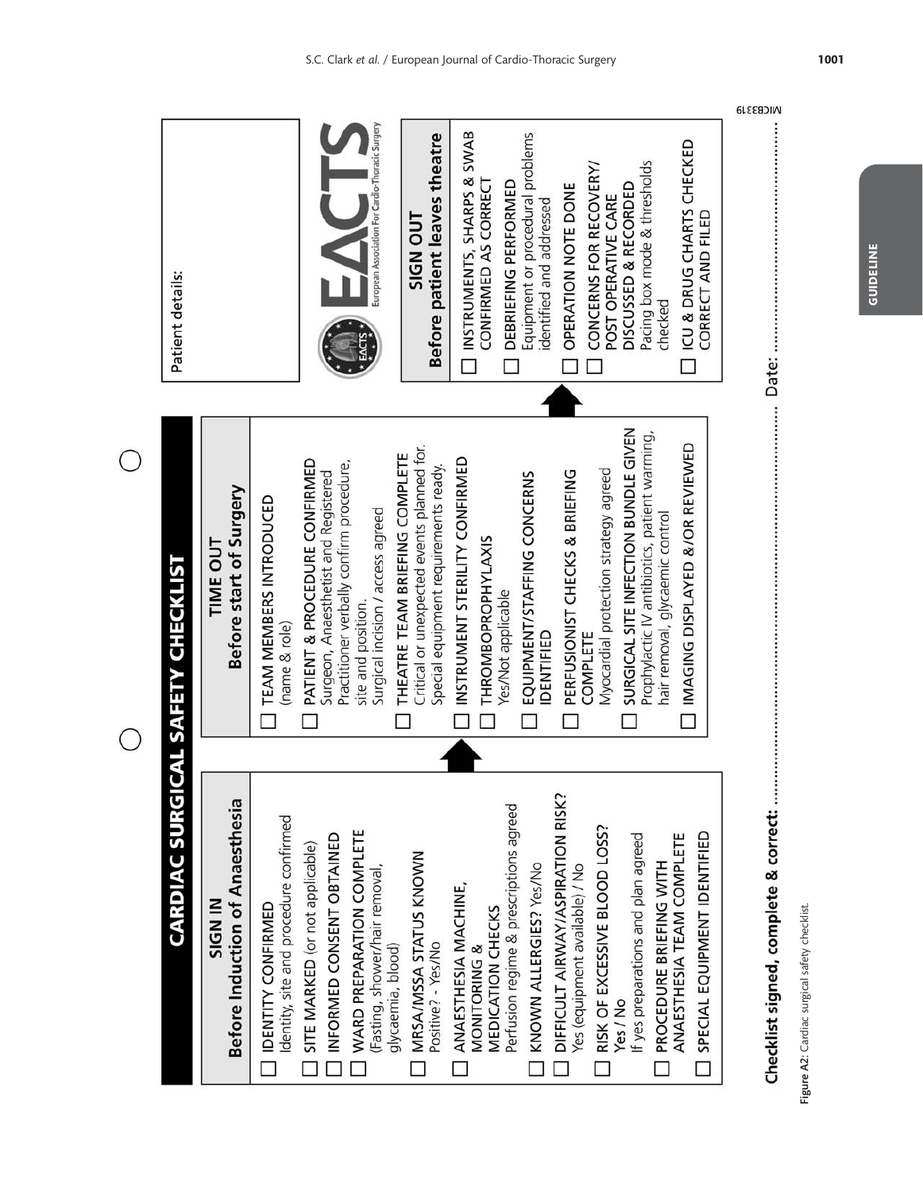# CARDIAC SURGICAL SAFETY CHECKLIST

## SIGN IN
### Before Induction of Anaesthesia

- ☐ IDENTITY CONFIRMED
  Identity, site and procedure confirmed
- ☐ SITE MARKED (or not applicable)
- ☐ INFORMED CONSENT OBTAINED
- ☐ WARD PREPARATION COMPLETE
  (Fasting, shower/hair removal, glycaemia, blood)
- ☐ MRSA/MSSA STATUS KNOWN
  Positive? - Yes/No
- ☐ ANAESTHESIA MACHINE, MONITORING & MEDICATION CHECKS
  Perfusion regime & prescriptions agreed
- ☐ KNOWN ALLERGIES? Yes/No
- ☐ DIFFICULT AIRWAY/ASPIRATION RISK?
  Yes (equipment available) / No
- ☐ RISK OF EXCESSIVE BLOOD LOSS?
  Yes / No
  If yes preparations and plan agreed
- ☐ PROCEDURE BRIEFING WITH ANAESTHESIA TEAM COMPLETE
- ☐ SPECIAL EQUIPMENT IDENTIFIED

## TIME OUT
### Before start of Surgery

- ☐ TEAM MEMBERS INTRODUCED
  (name & role)
- ☐ PATIENT & PROCEDURE CONFIRMED
  Surgeon, Anaesthetist and Registered Practitioner verbally confirm procedure, site and position.
  Surgical incision / access agreed
- ☐ THEATRE TEAM BRIEFING COMPLETE
  Critical or unexpected events planned for.
  Special equipment requirements ready.
- ☐ INSTRUMENT STERILITY CONFIRMED
- ☐ THROMBOPROPHYLAXIS
  Yes/Not applicable
- ☐ EQUIPMENT/STAFFING CONCERNS IDENTIFIED
- ☐ PERFUSIONIST CHECKS & BRIEFING COMPLETE
  Myocardial protection strategy agreed
- ☐ SURGICAL SITE INFECTION BUNDLE GIVEN
  Prophylactic IV antibiotics, patient warming, hair removal, glycaemic control
- ☐ IMAGING DISPLAYED &/OR REVIEWED

Patient details:

EACTS European Association For Cardio-Thoracic Surgery

## SIGN OUT
### Before patient leaves theatre

- ☐ INSTRUMENTS, SHARPS & SWAB CONFIRMED AS CORRECT
- ☐ DEBRIEFING PERFORMED
  Equipment or procedural problems identified and addressed
- ☐ OPERATION NOTE DONE
- ☐ CONCERNS FOR RECOVERY/ POST OPERATIVE CARE DISCUSSED & RECORDED
  Pacing box mode & thresholds checked
- ☐ ICU & DRUG CHARTS CHECKED CORRECT AND FILED

**Checklist signed, complete & correct:** .................................................. Date: ..............................

MICB3319

Figure A2: Cardiac surgical safety checklist.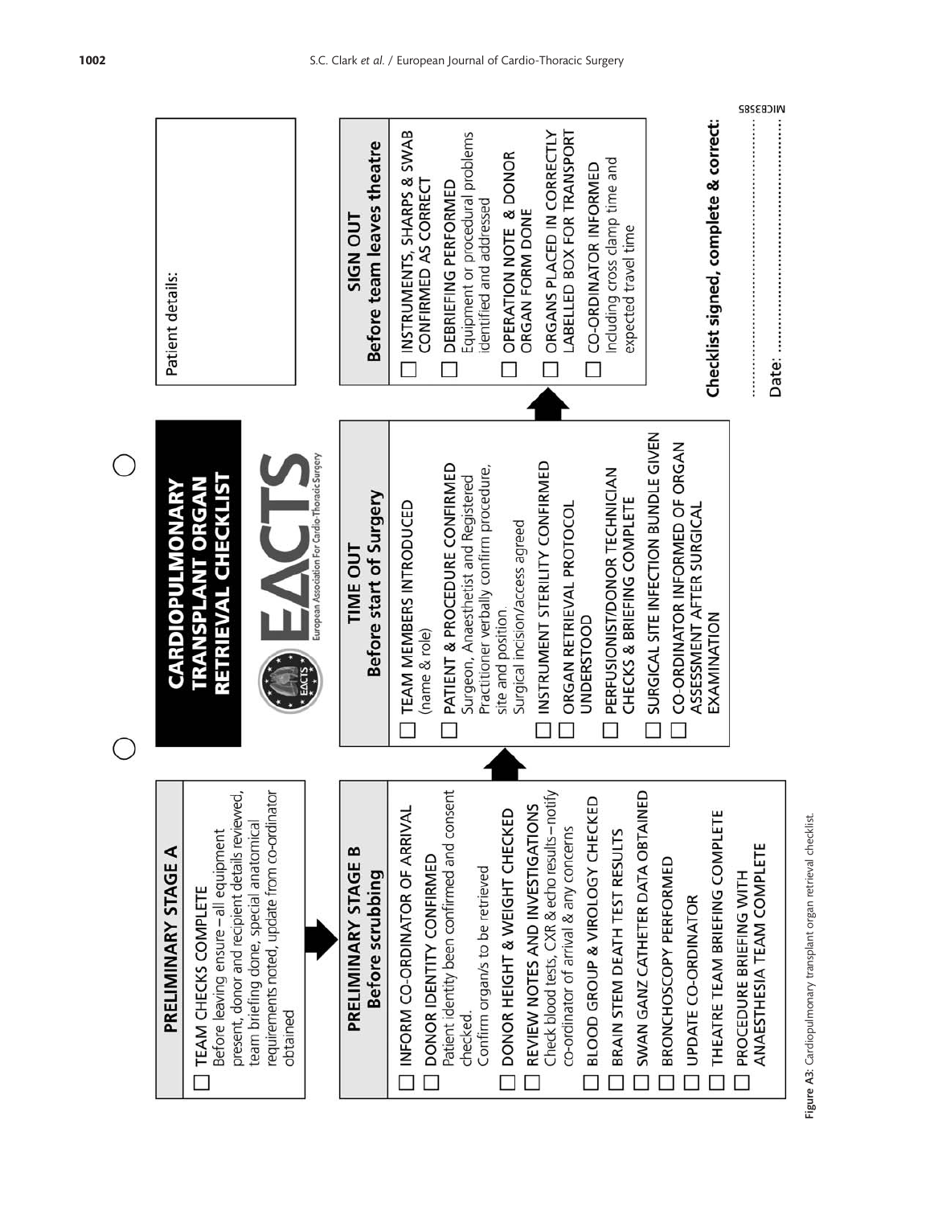# CARDIOPULMONARY TRANSPLANT ORGAN RETRIEVAL CHECKLIST

EACTS — European Association For Cardio-Thoracic Surgery

## PRELIMINARY STAGE A

- ☐ TEAM CHECKS COMPLETE
  Before leaving ensure – all equipment present, donor and recipient details reviewed, team briefing done, special anatomical requirements noted, update from co-ordinator obtained

## PRELIMINARY STAGE B
### Before scrubbing

- ☐ INFORM CO-ORDINATOR OF ARRIVAL
- ☐ DONOR IDENTITY CONFIRMED
  Patient identity been confirmed and consent checked.
  Confirm organ/s to be retrieved
- ☐ DONOR HEIGHT & WEIGHT CHECKED
- ☐ REVIEW NOTES AND INVESTIGATIONS
  Check blood tests, CXR & echo results – notify co-ordinator of arrival & any concerns
- ☐ BLOOD GROUP & VIROLOGY CHECKED
- ☐ BRAIN STEM DEATH TEST RESULTS
- ☐ SWAN GANZ CATHETER DATA OBTAINED
- ☐ BRONCHOSCOPY PERFORMED
- ☐ UPDATE CO-ORDINATOR
- ☐ THEATRE TEAM BRIEFING COMPLETE
- ☐ PROCEDURE BRIEFING WITH ANAESTHESIA TEAM COMPLETE

## TIME OUT
### Before start of Surgery

- ☐ TEAM MEMBERS INTRODUCED
  (name & role)
- ☐ PATIENT & PROCEDURE CONFIRMED
  Surgeon, Anaesthetist and Registered Practitioner verbally confirm procedure, site and position.
  Surgical incision/access agreed
- ☐ INSTRUMENT STERILITY CONFIRMED
- ☐ ORGAN RETRIEVAL PROTOCOL UNDERSTOOD
- ☐ PERFUSIONIST/DONOR TECHNICIAN CHECKS & BRIEFING COMPLETE
- ☐ SURGICAL SITE INFECTION BUNDLE GIVEN
- ☐ CO-ORDINATOR INFORMED OF ORGAN ASSESSMENT AFTER SURGICAL EXAMINATION

Patient details:

## SIGN OUT
### Before team leaves theatre

- ☐ INSTRUMENTS, SHARPS & SWAB CONFIRMED AS CORRECT
- ☐ DEBRIEFING PERFORMED
  Equipment or procedural problems identified and addressed
- ☐ OPERATION NOTE & DONOR ORGAN FORM DONE
- ☐ ORGANS PLACED IN CORRECTLY LABELLED BOX FOR TRANSPORT
- ☐ CO-ORDINATOR INFORMED
  Including cross clamp time and expected travel time

**Checklist signed, complete & correct:**

............................................................

Date: ............................................................

MICE3585

Figure A3: Cardiopulmonary transplant organ retrieval checklist.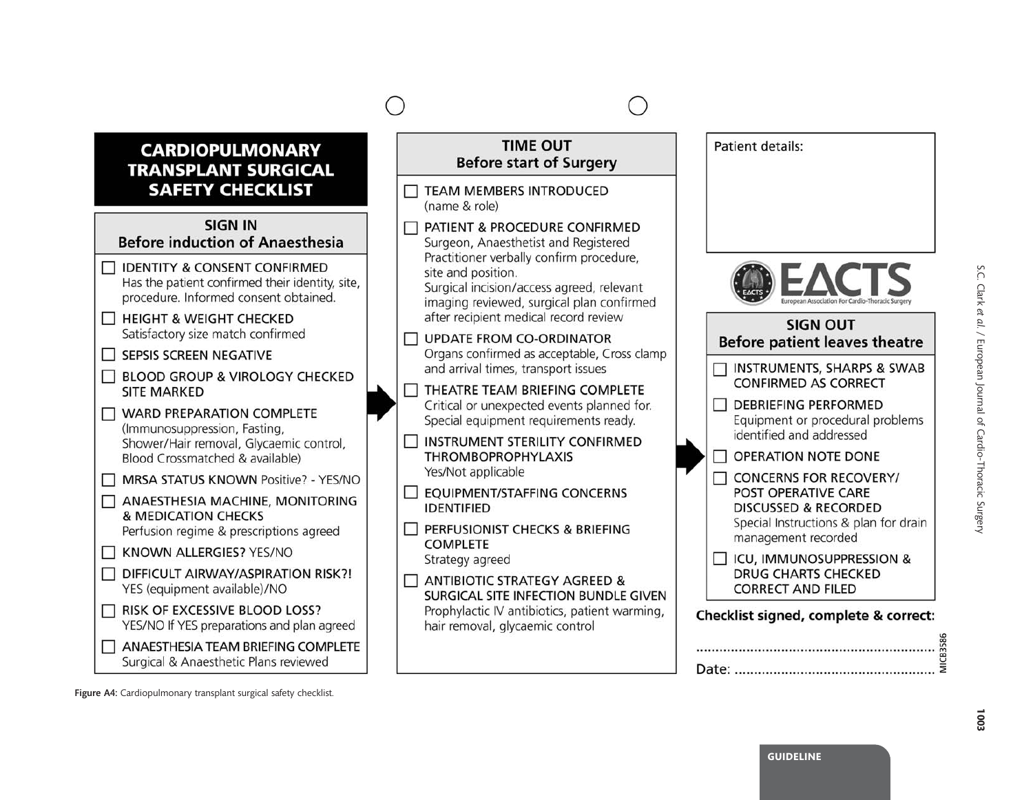# CARDIOPULMONARY TRANSPLANT SURGICAL SAFETY CHECKLIST

## SIGN IN
### Before induction of Anaesthesia

- ☐ **IDENTITY & CONSENT CONFIRMED**
  Has the patient confirmed their identity, site, procedure. Informed consent obtained.
- ☐ **HEIGHT & WEIGHT CHECKED**
  Satisfactory size match confirmed
- ☐ **SEPSIS SCREEN NEGATIVE**
- ☐ **BLOOD GROUP & VIROLOGY CHECKED SITE MARKED**
- ☐ **WARD PREPARATION COMPLETE**
  (Immunosuppression, Fasting, Shower/Hair removal, Glycaemic control, Blood Crossmatched & available)
- ☐ **MRSA STATUS KNOWN** Positive? - YES/NO
- ☐ **ANAESTHESIA MACHINE, MONITORING & MEDICATION CHECKS**
  Perfusion regime & prescriptions agreed
- ☐ **KNOWN ALLERGIES?** YES/NO
- ☐ **DIFFICULT AIRWAY/ASPIRATION RISK?!**
  YES (equipment available)/NO
- ☐ **RISK OF EXCESSIVE BLOOD LOSS?**
  YES/NO If YES preparations and plan agreed
- ☐ **ANAESTHESIA TEAM BRIEFING COMPLETE**
  Surgical & Anaesthetic Plans reviewed

## TIME OUT
### Before start of Surgery

- ☐ **TEAM MEMBERS INTRODUCED**
  (name & role)
- ☐ **PATIENT & PROCEDURE CONFIRMED**
  Surgeon, Anaesthetist and Registered Practitioner verbally confirm procedure, site and position.
  Surgical incision/access agreed, relevant imaging reviewed, surgical plan confirmed after recipient medical record review
- ☐ **UPDATE FROM CO-ORDINATOR**
  Organs confirmed as acceptable, Cross clamp and arrival times, transport issues
- ☐ **THEATRE TEAM BRIEFING COMPLETE**
  Critical or unexpected events planned for. Special equipment requirements ready.
- ☐ **INSTRUMENT STERILITY CONFIRMED THROMBOPROPHYLAXIS**
  Yes/Not applicable
- ☐ **EQUIPMENT/STAFFING CONCERNS IDENTIFIED**
- ☐ **PERFUSIONIST CHECKS & BRIEFING COMPLETE**
  Strategy agreed
- ☐ **ANTIBIOTIC STRATEGY AGREED & SURGICAL SITE INFECTION BUNDLE GIVEN**
  Prophylactic IV antibiotics, patient warming, hair removal, glycaemic control

Patient details:

EACTS
European Association For Cardio-Thoracic Surgery

## SIGN OUT
### Before patient leaves theatre

- ☐ **INSTRUMENTS, SHARPS & SWAB CONFIRMED AS CORRECT**
- ☐ **DEBRIEFING PERFORMED**
  Equipment or procedural problems identified and addressed
- ☐ **OPERATION NOTE DONE**
- ☐ **CONCERNS FOR RECOVERY/ POST OPERATIVE CARE DISCUSSED & RECORDED**
  Special Instructions & plan for drain management recorded
- ☐ **ICU, IMMUNOSUPPRESSION & DRUG CHARTS CHECKED CORRECT AND FILED**

**Checklist signed, complete & correct:**

.............................................................

Date: .......................................................

MICB3586

**Figure A4:** Cardiopulmonary transplant surgical safety checklist.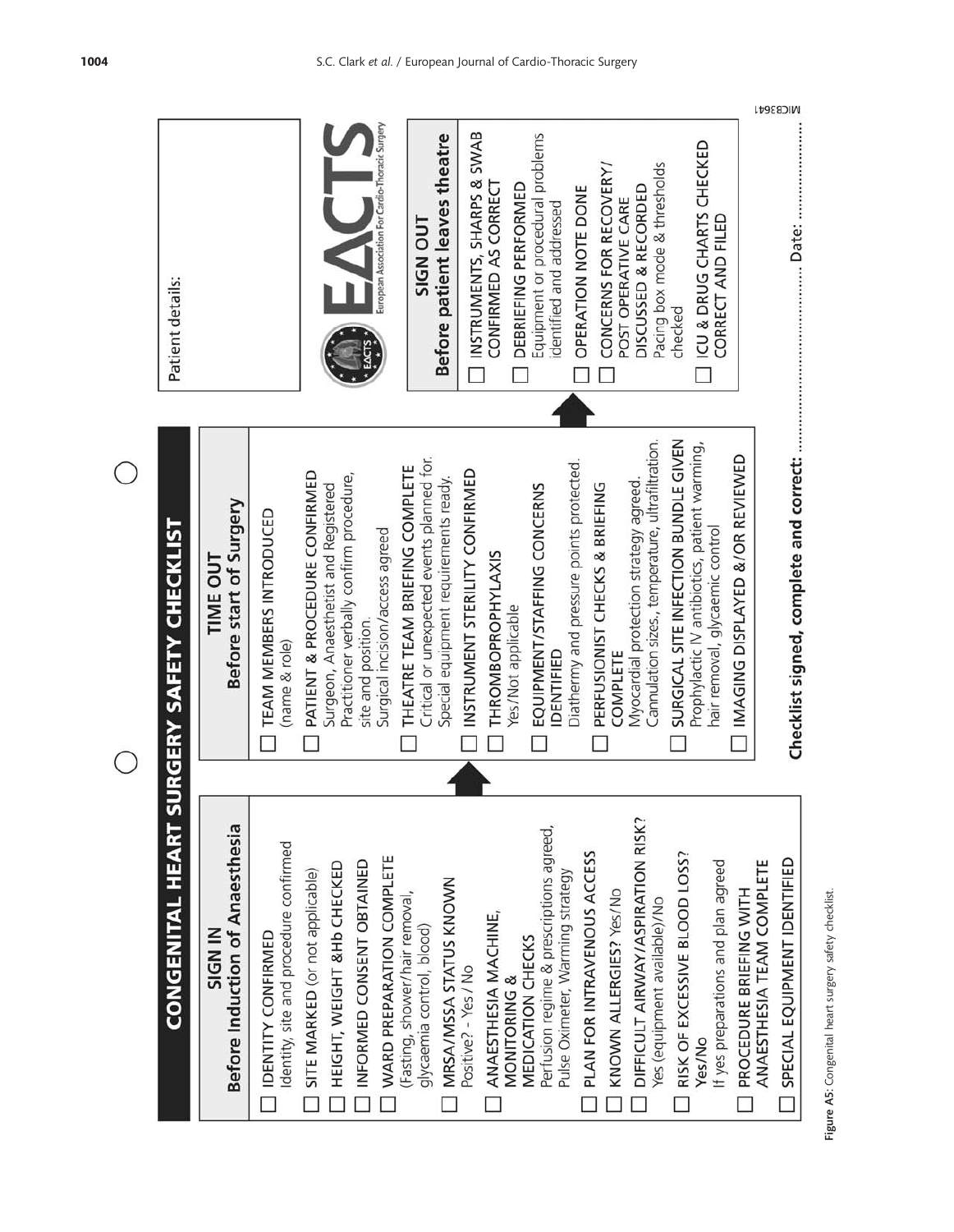# CONGENITAL HEART SURGERY SAFETY CHECKLIST

## SIGN IN
### Before Induction of Anaesthesia

- ☐ **IDENTITY CONFIRMED**
  Identity, site and procedure confirmed
- ☐ **SITE MARKED** (or not applicable)
- ☐ **HEIGHT, WEIGHT &Hb CHECKED**
- ☐ **INFORMED CONSENT OBTAINED**
- ☐ **WARD PREPARATION COMPLETE**
  (Fasting, shower/hair removal, glycaemia control, blood)
- ☐ **MRSA/MSSA STATUS KNOWN**
  Positive? - Yes / No
- ☐ **ANAESTHESIA MACHINE, MONITORING & MEDICATION CHECKS**
  Perfusion regime & prescriptions agreed, Pulse Oximeter, Warming strategy
- ☐ **PLAN FOR INTRAVENOUS ACCESS**
- ☐ **KNOWN ALLERGIES?** Yes/No
- ☐ **DIFFICULT AIRWAY/ASPIRATION RISK?**
  Yes (equipment available)/No
- ☐ **RISK OF EXCESSIVE BLOOD LOSS? Yes/No**
  If yes preparations and plan agreed
- ☐ **PROCEDURE BRIEFING WITH ANAESTHESIA TEAM COMPLETE**
- ☐ **SPECIAL EQUIPMENT IDENTIFIED**

## TIME OUT
### Before start of Surgery

- ☐ **TEAM MEMBERS INTRODUCED**
  (name & role)
- ☐ **PATIENT & PROCEDURE CONFIRMED**
  Surgeon, Anaesthetist and Registered Practitioner verbally confirm procedure, site and position.
  Surgical incision/access agreed
- ☐ **THEATRE TEAM BRIEFING COMPLETE**
  Critical or unexpected events planned for.
  Special equipment requirements ready.
- ☐ **INSTRUMENT STERILITY CONFIRMED**
- ☐ **THROMBOPROPHYLAXIS**
  Yes/Not applicable
- ☐ **EQUIPMENT/STAFFING CONCERNS IDENTIFIED**
  Diathermy and pressure points protected.
- ☐ **PERFUSIONIST CHECKS & BRIEFING COMPLETE**
  Myocardial protection strategy agreed.
  Cannulation sizes, temperature, ultrafiltration.
- ☐ **SURGICAL SITE INFECTION BUNDLE GIVEN**
  Prophylactic IV antibiotics, patient warming, hair removal, glycaemic control
- ☐ **IMAGING DISPLAYED &/OR REVIEWED**

Patient details:

EACTS European Association For Cardio-Thoracic Surgery

## SIGN OUT
### Before patient leaves theatre

- ☐ **INSTRUMENTS, SHARPS & SWAB CONFIRMED AS CORRECT**
- ☐ **DEBRIEFING PERFORMED**
  Equipment or procedural problems identified and addressed
- ☐ **OPERATION NOTE DONE**
- ☐ **CONCERNS FOR RECOVERY/ POST OPERATIVE CARE DISCUSSED & RECORDED**
  Pacing box mode & thresholds checked
- ☐ **ICU & DRUG CHARTS CHECKED CORRECT AND FILED**

**Checklist signed, complete and correct:** .............................. Date: ....................

MICB3641

**Figure A5:** Congenital heart surgery safety checklist.